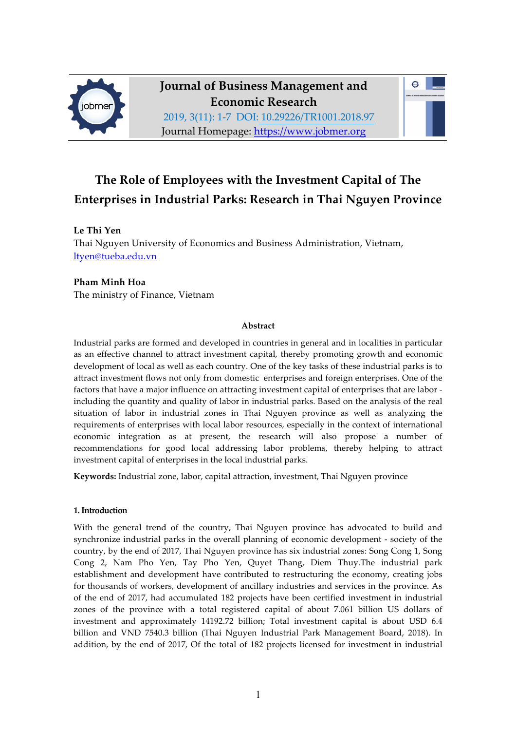# The Role of Employees with the Investment Capital of The Enterprises in Industrial Parks: Research in Thai Nguyen Province

**Le Thi Yen**
Thai Nguyen University of Economics and Business Administration, Vietnam, ltyen@tueba.edu.vn

**Pham Minh Hoa**
The ministry of Finance, Vietnam

## Abstract

Industrial parks are formed and developed in countries in general and in localities in particular as an effective channel to attract investment capital, thereby promoting growth and economic development of local as well as each country. One of the key tasks of these industrial parks is to attract investment flows not only from domestic enterprises and foreign enterprises. One of the factors that have a major influence on attracting investment capital of enterprises that are labor - including the quantity and quality of labor in industrial parks. Based on the analysis of the real situation of labor in industrial zones in Thai Nguyen province as well as analyzing the requirements of enterprises with local labor resources, especially in the context of international economic integration as at present, the research will also propose a number of recommendations for good local addressing labor problems, thereby helping to attract investment capital of enterprises in the local industrial parks.

**Keywords:** Industrial zone, labor, capital attraction, investment, Thai Nguyen province

## 1. Introduction

With the general trend of the country, Thai Nguyen province has advocated to build and synchronize industrial parks in the overall planning of economic development - society of the country, by the end of 2017, Thai Nguyen province has six industrial zones: Song Cong 1, Song Cong 2, Nam Pho Yen, Tay Pho Yen, Quyet Thang, Diem Thuy.The industrial park establishment and development have contributed to restructuring the economy, creating jobs for thousands of workers, development of ancillary industries and services in the province. As of the end of 2017, had accumulated 182 projects have been certified investment in industrial zones of the province with a total registered capital of about 7.061 billion US dollars of investment and approximately 14192.72 billion; Total investment capital is about USD 6.4 billion and VND 7540.3 billion (Thai Nguyen Industrial Park Management Board, 2018). In addition, by the end of 2017, Of the total of 182 projects licensed for investment in industrial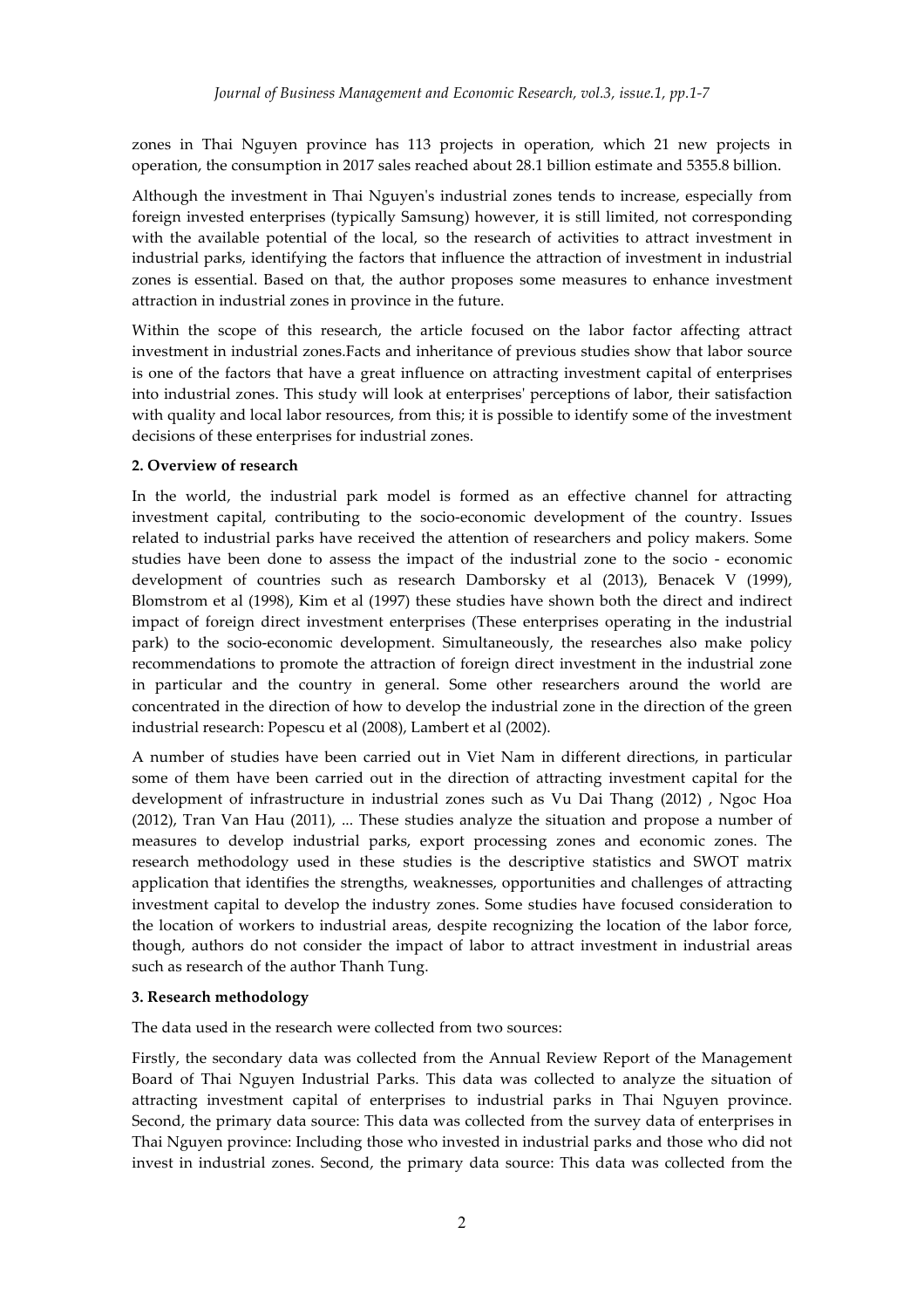zones in Thai Nguyen province has 113 projects in operation, which 21 new projects in operation, the consumption in 2017 sales reached about 28.1 billion estimate and 5355.8 billion.

Although the investment in Thai Nguyen's industrial zones tends to increase, especially from foreign invested enterprises (typically Samsung) however, it is still limited, not corresponding with the available potential of the local, so the research of activities to attract investment in industrial parks, identifying the factors that influence the attraction of investment in industrial zones is essential. Based on that, the author proposes some measures to enhance investment attraction in industrial zones in province in the future.

Within the scope of this research, the article focused on the labor factor affecting attract investment in industrial zones.Facts and inheritance of previous studies show that labor source is one of the factors that have a great influence on attracting investment capital of enterprises into industrial zones. This study will look at enterprises' perceptions of labor, their satisfaction with quality and local labor resources, from this; it is possible to identify some of the investment decisions of these enterprises for industrial zones.

## 2. Overview of research

In the world, the industrial park model is formed as an effective channel for attracting investment capital, contributing to the socio-economic development of the country. Issues related to industrial parks have received the attention of researchers and policy makers. Some studies have been done to assess the impact of the industrial zone to the socio - economic development of countries such as research Damborsky et al (2013), Benacek V (1999), Blomstrom et al (1998), Kim et al (1997) these studies have shown both the direct and indirect impact of foreign direct investment enterprises (These enterprises operating in the industrial park) to the socio-economic development. Simultaneously, the researches also make policy recommendations to promote the attraction of foreign direct investment in the industrial zone in particular and the country in general. Some other researchers around the world are concentrated in the direction of how to develop the industrial zone in the direction of the green industrial research: Popescu et al (2008), Lambert et al (2002).

A number of studies have been carried out in Viet Nam in different directions, in particular some of them have been carried out in the direction of attracting investment capital for the development of infrastructure in industrial zones such as Vu Dai Thang (2012) , Ngoc Hoa (2012), Tran Van Hau (2011), ... These studies analyze the situation and propose a number of measures to develop industrial parks, export processing zones and economic zones. The research methodology used in these studies is the descriptive statistics and SWOT matrix application that identifies the strengths, weaknesses, opportunities and challenges of attracting investment capital to develop the industry zones. Some studies have focused consideration to the location of workers to industrial areas, despite recognizing the location of the labor force, though, authors do not consider the impact of labor to attract investment in industrial areas such as research of the author Thanh Tung.

## 3. Research methodology

The data used in the research were collected from two sources:

Firstly, the secondary data was collected from the Annual Review Report of the Management Board of Thai Nguyen Industrial Parks. This data was collected to analyze the situation of attracting investment capital of enterprises to industrial parks in Thai Nguyen province. Second, the primary data source: This data was collected from the survey data of enterprises in Thai Nguyen province: Including those who invested in industrial parks and those who did not invest in industrial zones. Second, the primary data source: This data was collected from the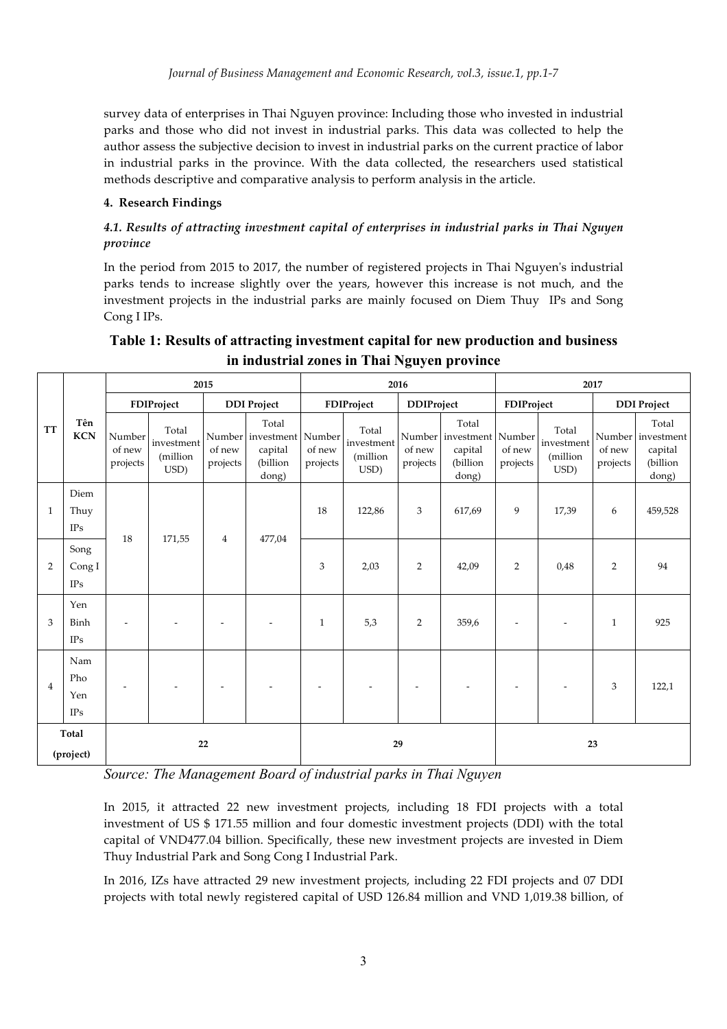survey data of enterprises in Thai Nguyen province: Including those who invested in industrial parks and those who did not invest in industrial parks. This data was collected to help the author assess the subjective decision to invest in industrial parks on the current practice of labor in industrial parks in the province. With the data collected, the researchers used statistical methods descriptive and comparative analysis to perform analysis in the article.

#### 4. Research Findings

##### *4.1. Results of attracting investment capital of enterprises in industrial parks in Thai Nguyen province*

In the period from 2015 to 2017, the number of registered projects in Thai Nguyen's industrial parks tends to increase slightly over the years, however this increase is not much, and the investment projects in the industrial parks are mainly focused on Diem Thuy IPs and Song Cong I IPs.

**Table 1: Results of attracting investment capital for new production and business in industrial zones in Thai Nguyen province**

| TT | Tên KCN | 2015 | | | | 2016 | | | | 2017 | | | |
|---|---|---|---|---|---|---|---|---|---|---|---|---|---|
| | | FDIProject | | DDI Project | | FDIProject | | DDIProject | | FDIProject | | DDI Project | |
| | | Number of new projects | Total investment (million USD) | Number of new projects | Total investment capital (billion dong) | Number of new projects | Total investment (million USD) | Number of new projects | Total investment capital (billion dong) | Number of new projects | Total investment (million USD) | Number of new projects | Total investment capital (billion dong) |
| 1 | Diem Thuy IPs | 18 | 171,55 | 4 | 477,04 | 18 | 122,86 | 3 | 617,69 | 9 | 17,39 | 6 | 459,528 |
| 2 | Song Cong I IPs | | | | | 3 | 2,03 | 2 | 42,09 | 2 | 0,48 | 2 | 94 |
| 3 | Yen Binh IPs | - | - | - | - | 1 | 5,3 | 2 | 359,6 | - | - | 1 | 925 |
| 4 | Nam Pho Yen IPs | - | - | - | - | - | - | - | - | - | - | 3 | 122,1 |
| Total (project) | | 22 | | | | 29 | | | | 23 | | | |

*Source: The Management Board of industrial parks in Thai Nguyen*

In 2015, it attracted 22 new investment projects, including 18 FDI projects with a total investment of US $ 171.55 million and four domestic investment projects (DDI) with the total capital of VND477.04 billion. Specifically, these new investment projects are invested in Diem Thuy Industrial Park and Song Cong I Industrial Park.

In 2016, IZs have attracted 29 new investment projects, including 22 FDI projects and 07 DDI projects with total newly registered capital of USD 126.84 million and VND 1,019.38 billion, of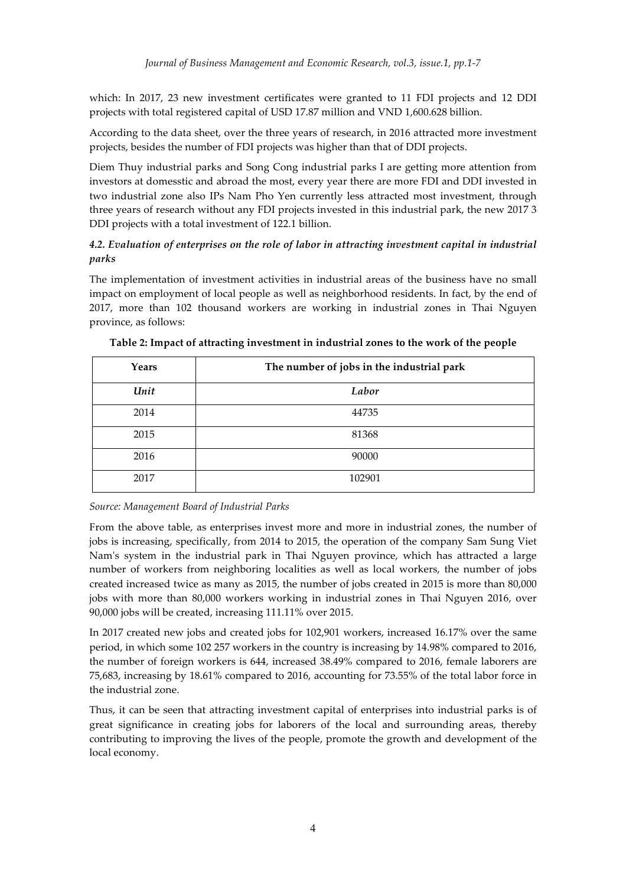which: In 2017, 23 new investment certificates were granted to 11 FDI projects and 12 DDI projects with total registered capital of USD 17.87 million and VND 1,600.628 billion.

According to the data sheet, over the three years of research, in 2016 attracted more investment projects, besides the number of FDI projects was higher than that of DDI projects.

Diem Thuy industrial parks and Song Cong industrial parks I are getting more attention from investors at domesstic and abroad the most, every year there are more FDI and DDI invested in two industrial zone also IPs Nam Pho Yen currently less attracted most investment, through three years of research without any FDI projects invested in this industrial park, the new 2017 3 DDI projects with a total investment of 122.1 billion.

### *4.2. Evaluation of enterprises on the role of labor in attracting investment capital in industrial parks*

The implementation of investment activities in industrial areas of the business have no small impact on employment of local people as well as neighborhood residents. In fact, by the end of 2017, more than 102 thousand workers are working in industrial zones in Thai Nguyen province, as follows:

**Table 2: Impact of attracting investment in industrial zones to the work of the people**

| Years | The number of jobs in the industrial park |
|---|---|
| *Unit* | *Labor* |
| 2014 | 44735 |
| 2015 | 81368 |
| 2016 | 90000 |
| 2017 | 102901 |

*Source: Management Board of Industrial Parks*

From the above table, as enterprises invest more and more in industrial zones, the number of jobs is increasing, specifically, from 2014 to 2015, the operation of the company Sam Sung Viet Nam's system in the industrial park in Thai Nguyen province, which has attracted a large number of workers from neighboring localities as well as local workers, the number of jobs created increased twice as many as 2015, the number of jobs created in 2015 is more than 80,000 jobs with more than 80,000 workers working in industrial zones in Thai Nguyen 2016, over 90,000 jobs will be created, increasing 111.11% over 2015.

In 2017 created new jobs and created jobs for 102,901 workers, increased 16.17% over the same period, in which some 102 257 workers in the country is increasing by 14.98% compared to 2016, the number of foreign workers is 644, increased 38.49% compared to 2016, female laborers are 75,683, increasing by 18.61% compared to 2016, accounting for 73.55% of the total labor force in the industrial zone.

Thus, it can be seen that attracting investment capital of enterprises into industrial parks is of great significance in creating jobs for laborers of the local and surrounding areas, thereby contributing to improving the lives of the people, promote the growth and development of the local economy.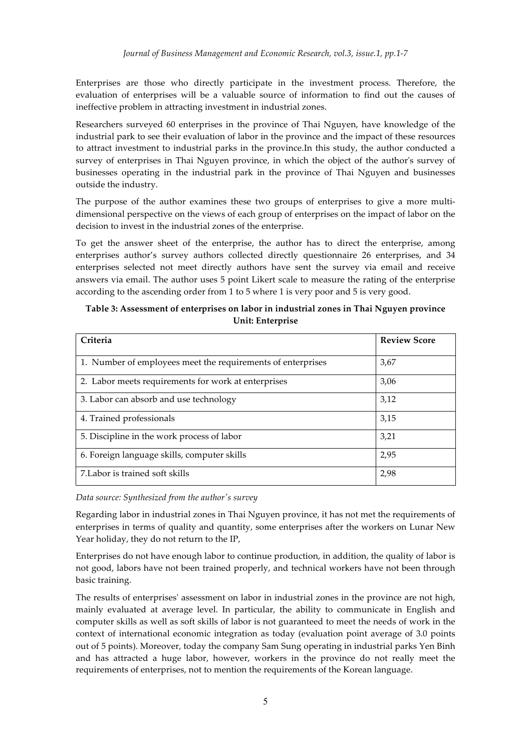Enterprises are those who directly participate in the investment process. Therefore, the evaluation of enterprises will be a valuable source of information to find out the causes of ineffective problem in attracting investment in industrial zones.

Researchers surveyed 60 enterprises in the province of Thai Nguyen, have knowledge of the industrial park to see their evaluation of labor in the province and the impact of these resources to attract investment to industrial parks in the province.In this study, the author conducted a survey of enterprises in Thai Nguyen province, in which the object of the author's survey of businesses operating in the industrial park in the province of Thai Nguyen and businesses outside the industry.

The purpose of the author examines these two groups of enterprises to give a more multi-dimensional perspective on the views of each group of enterprises on the impact of labor on the decision to invest in the industrial zones of the enterprise.

To get the answer sheet of the enterprise, the author has to direct the enterprise, among enterprises author's survey authors collected directly questionnaire 26 enterprises, and 34 enterprises selected not meet directly authors have sent the survey via email and receive answers via email. The author uses 5 point Likert scale to measure the rating of the enterprise according to the ascending order from 1 to 5 where 1 is very poor and 5 is very good.

**Table 3: Assessment of enterprises on labor in industrial zones in Thai Nguyen province**
**Unit: Enterprise**

| Criteria | Review Score |
|---|---|
| 1. Number of employees meet the requirements of enterprises | 3,67 |
| 2. Labor meets requirements for work at enterprises | 3,06 |
| 3. Labor can absorb and use technology | 3,12 |
| 4. Trained professionals | 3,15 |
| 5. Discipline in the work process of labor | 3,21 |
| 6. Foreign language skills, computer skills | 2,95 |
| 7.Labor is trained soft skills | 2,98 |

*Data source: Synthesized from the author's survey*

Regarding labor in industrial zones in Thai Nguyen province, it has not met the requirements of enterprises in terms of quality and quantity, some enterprises after the workers on Lunar New Year holiday, they do not return to the IP,

Enterprises do not have enough labor to continue production, in addition, the quality of labor is not good, labors have not been trained properly, and technical workers have not been through basic training.

The results of enterprises' assessment on labor in industrial zones in the province are not high, mainly evaluated at average level. In particular, the ability to communicate in English and computer skills as well as soft skills of labor is not guaranteed to meet the needs of work in the context of international economic integration as today (evaluation point average of 3.0 points out of 5 points). Moreover, today the company Sam Sung operating in industrial parks Yen Binh and has attracted a huge labor, however, workers in the province do not really meet the requirements of enterprises, not to mention the requirements of the Korean language.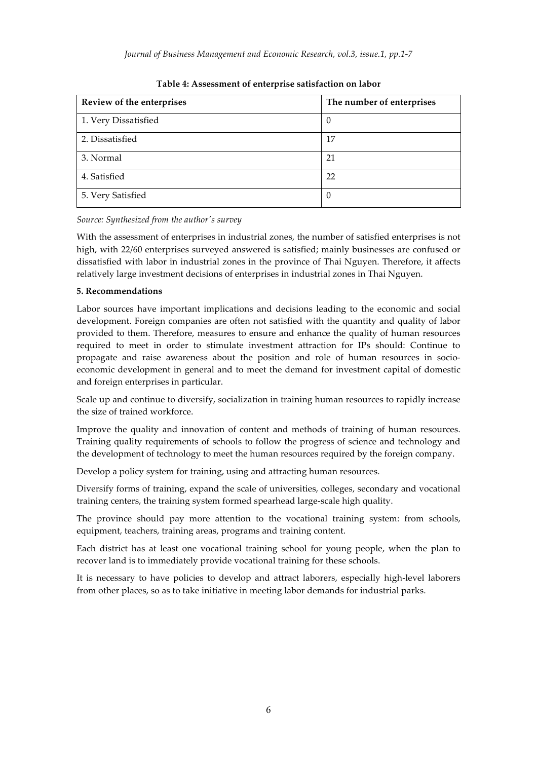**Table 4: Assessment of enterprise satisfaction on labor**

| Review of the enterprises | The number of enterprises |
| --- | --- |
| 1. Very Dissatisfied | 0 |
| 2. Dissatisfied | 17 |
| 3. Normal | 21 |
| 4. Satisfied | 22 |
| 5. Very Satisfied | 0 |

*Source: Synthesized from the author's survey*

With the assessment of enterprises in industrial zones, the number of satisfied enterprises is not high, with 22/60 enterprises surveyed answered is satisfied; mainly businesses are confused or dissatisfied with labor in industrial zones in the province of Thai Nguyen. Therefore, it affects relatively large investment decisions of enterprises in industrial zones in Thai Nguyen.

**5. Recommendations**

Labor sources have important implications and decisions leading to the economic and social development. Foreign companies are often not satisfied with the quantity and quality of labor provided to them. Therefore, measures to ensure and enhance the quality of human resources required to meet in order to stimulate investment attraction for IPs should: Continue to propagate and raise awareness about the position and role of human resources in socio-economic development in general and to meet the demand for investment capital of domestic and foreign enterprises in particular.

Scale up and continue to diversify, socialization in training human resources to rapidly increase the size of trained workforce.

Improve the quality and innovation of content and methods of training of human resources. Training quality requirements of schools to follow the progress of science and technology and the development of technology to meet the human resources required by the foreign company.

Develop a policy system for training, using and attracting human resources.

Diversify forms of training, expand the scale of universities, colleges, secondary and vocational training centers, the training system formed spearhead large-scale high quality.

The province should pay more attention to the vocational training system: from schools, equipment, teachers, training areas, programs and training content.

Each district has at least one vocational training school for young people, when the plan to recover land is to immediately provide vocational training for these schools.

It is necessary to have policies to develop and attract laborers, especially high-level laborers from other places, so as to take initiative in meeting labor demands for industrial parks.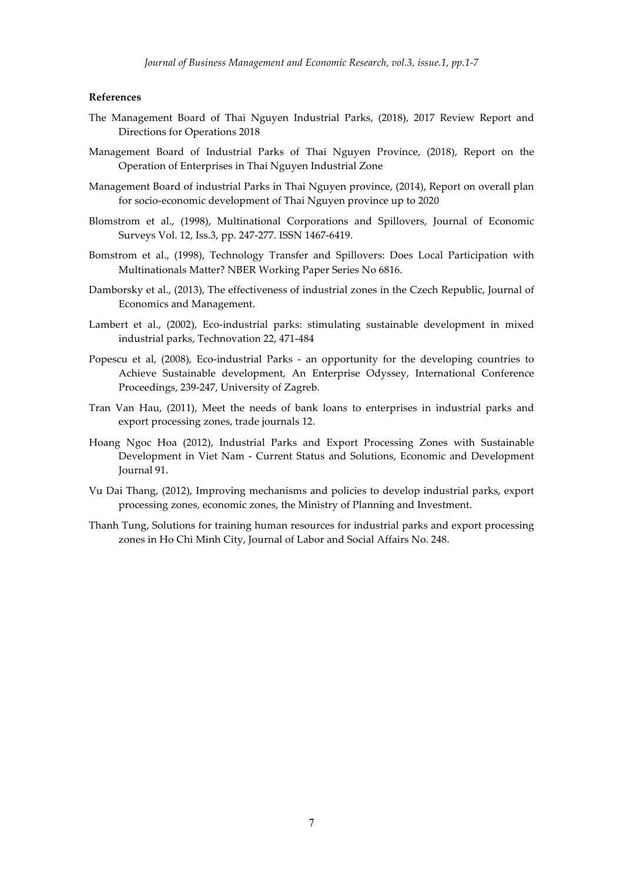**References**

The Management Board of Thai Nguyen Industrial Parks, (2018), 2017 Review Report and Directions for Operations 2018

Management Board of Industrial Parks of Thai Nguyen Province, (2018), Report on the Operation of Enterprises in Thai Nguyen Industrial Zone

Management Board of industrial Parks in Thai Nguyen province, (2014), Report on overall plan for socio-economic development of Thai Nguyen province up to 2020

Blomstrom et al., (1998), Multinational Corporations and Spillovers, Journal of Economic Surveys Vol. 12, Iss.3, pp. 247-277. ISSN 1467-6419.

Bomstrom et al., (1998), Technology Transfer and Spillovers: Does Local Participation with Multinationals Matter? NBER Working Paper Series No 6816.

Damborsky et al., (2013), The effectiveness of industrial zones in the Czech Republic, Journal of Economics and Management.

Lambert et al., (2002), Eco-industrial parks: stimulating sustainable development in mixed industrial parks, Technovation 22, 471-484

Popescu et al, (2008), Eco-industrial Parks - an opportunity for the developing countries to Achieve Sustainable development, An Enterprise Odyssey, International Conference Proceedings, 239-247, University of Zagreb.

Tran Van Hau, (2011), Meet the needs of bank loans to enterprises in industrial parks and export processing zones, trade journals 12.

Hoang Ngoc Hoa (2012), Industrial Parks and Export Processing Zones with Sustainable Development in Viet Nam - Current Status and Solutions, Economic and Development Journal 91.

Vu Dai Thang, (2012), Improving mechanisms and policies to develop industrial parks, export processing zones, economic zones, the Ministry of Planning and Investment.

Thanh Tung, Solutions for training human resources for industrial parks and export processing zones in Ho Chi Minh City, Journal of Labor and Social Affairs No. 248.